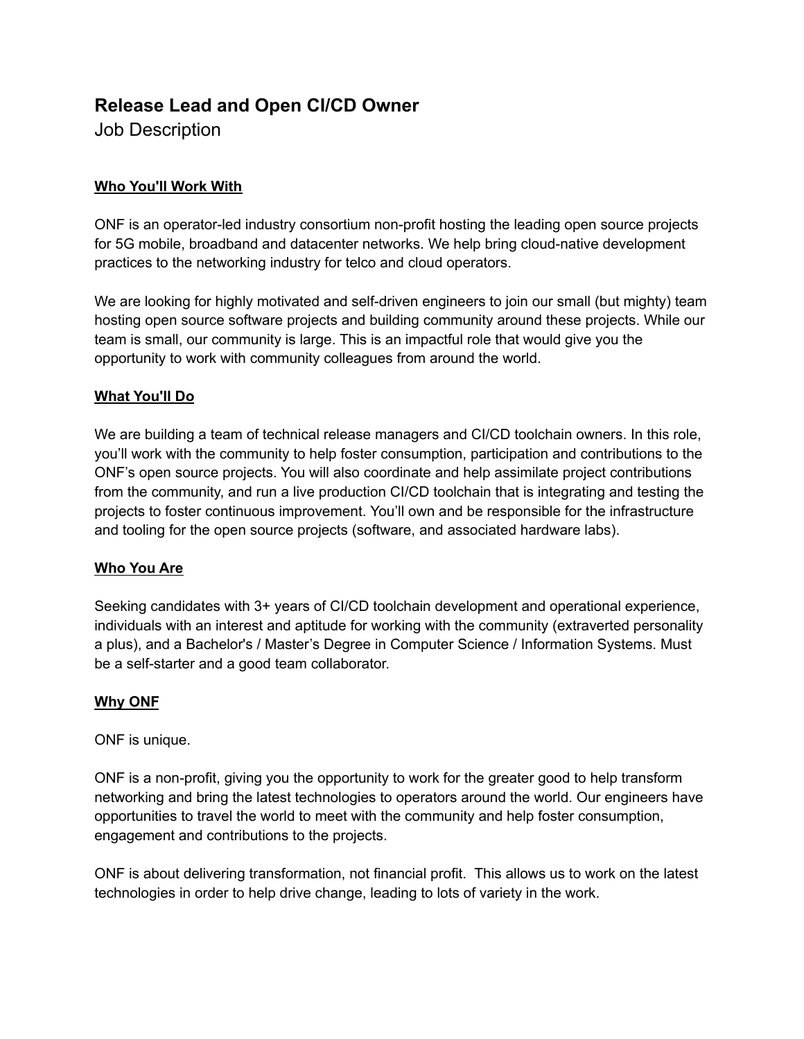# Release Lead and Open CI/CD Owner

Job Description

## Who You'll Work With

ONF is an operator-led industry consortium non-profit hosting the leading open source projects for 5G mobile, broadband and datacenter networks. We help bring cloud-native development practices to the networking industry for telco and cloud operators.

We are looking for highly motivated and self-driven engineers to join our small (but mighty) team hosting open source software projects and building community around these projects. While our team is small, our community is large. This is an impactful role that would give you the opportunity to work with community colleagues from around the world.

## What You'll Do

We are building a team of technical release managers and CI/CD toolchain owners. In this role, you'll work with the community to help foster consumption, participation and contributions to the ONF's open source projects. You will also coordinate and help assimilate project contributions from the community, and run a live production CI/CD toolchain that is integrating and testing the projects to foster continuous improvement. You'll own and be responsible for the infrastructure and tooling for the open source projects (software, and associated hardware labs).

## Who You Are

Seeking candidates with 3+ years of CI/CD toolchain development and operational experience, individuals with an interest and aptitude for working with the community (extraverted personality a plus), and a Bachelor's / Master's Degree in Computer Science / Information Systems. Must be a self-starter and a good team collaborator.

## Why ONF

ONF is unique.

ONF is a non-profit, giving you the opportunity to work for the greater good to help transform networking and bring the latest technologies to operators around the world. Our engineers have opportunities to travel the world to meet with the community and help foster consumption, engagement and contributions to the projects.

ONF is about delivering transformation, not financial profit. This allows us to work on the latest technologies in order to help drive change, leading to lots of variety in the work.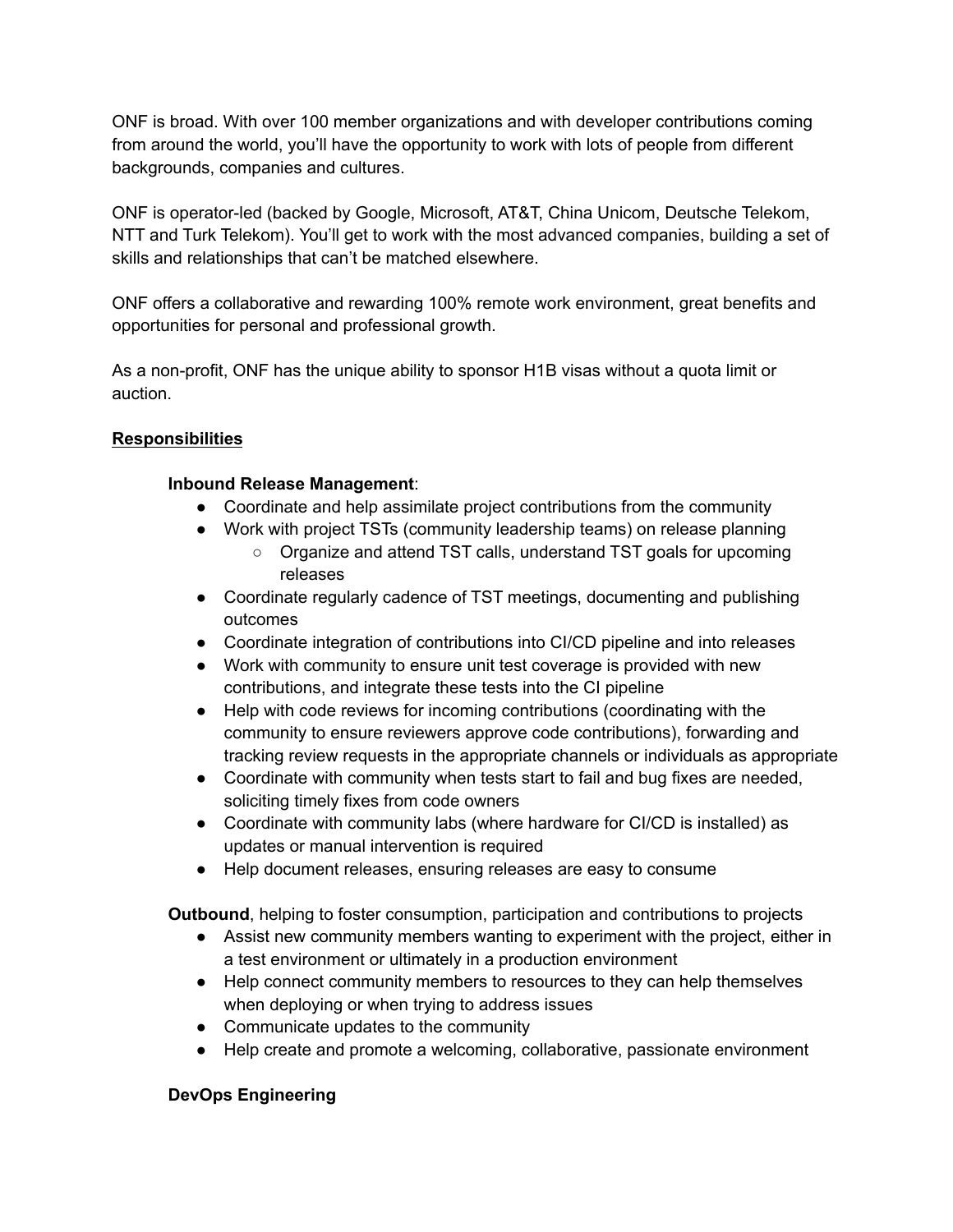ONF is broad. With over 100 member organizations and with developer contributions coming from around the world, you'll have the opportunity to work with lots of people from different backgrounds, companies and cultures.

ONF is operator-led (backed by Google, Microsoft, AT&T, China Unicom, Deutsche Telekom, NTT and Turk Telekom). You'll get to work with the most advanced companies, building a set of skills and relationships that can't be matched elsewhere.

ONF offers a collaborative and rewarding 100% remote work environment, great benefits and opportunities for personal and professional growth.

As a non-profit, ONF has the unique ability to sponsor H1B visas without a quota limit or auction.

## Responsibilities

**Inbound Release Management**:

- Coordinate and help assimilate project contributions from the community
- Work with project TSTs (community leadership teams) on release planning
  - Organize and attend TST calls, understand TST goals for upcoming releases
- Coordinate regularly cadence of TST meetings, documenting and publishing outcomes
- Coordinate integration of contributions into CI/CD pipeline and into releases
- Work with community to ensure unit test coverage is provided with new contributions, and integrate these tests into the CI pipeline
- Help with code reviews for incoming contributions (coordinating with the community to ensure reviewers approve code contributions), forwarding and tracking review requests in the appropriate channels or individuals as appropriate
- Coordinate with community when tests start to fail and bug fixes are needed, soliciting timely fixes from code owners
- Coordinate with community labs (where hardware for CI/CD is installed) as updates or manual intervention is required
- Help document releases, ensuring releases are easy to consume

**Outbound**, helping to foster consumption, participation and contributions to projects

- Assist new community members wanting to experiment with the project, either in a test environment or ultimately in a production environment
- Help connect community members to resources to they can help themselves when deploying or when trying to address issues
- Communicate updates to the community
- Help create and promote a welcoming, collaborative, passionate environment

**DevOps Engineering**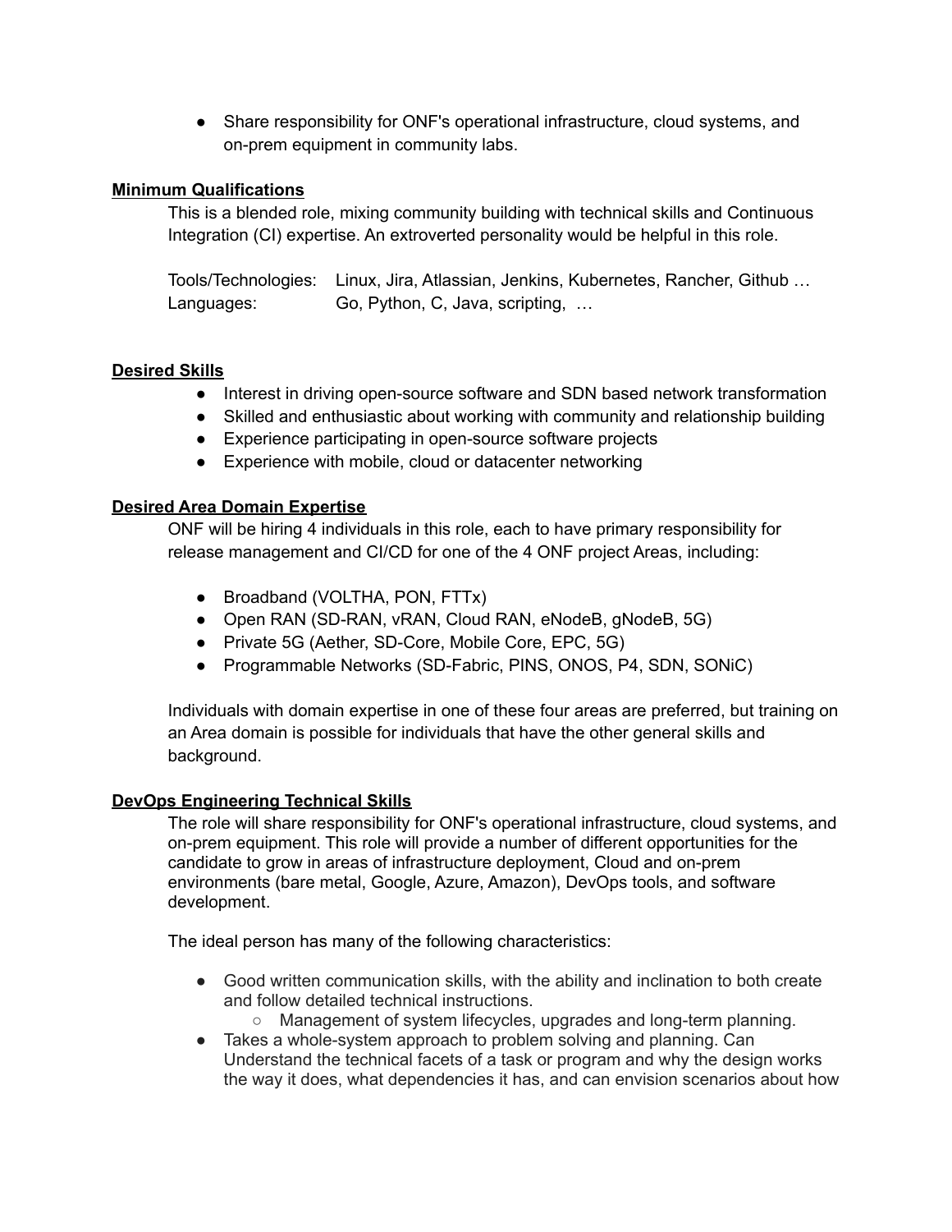- Share responsibility for ONF's operational infrastructure, cloud systems, and on-prem equipment in community labs.

### Minimum Qualifications

This is a blended role, mixing community building with technical skills and Continuous Integration (CI) expertise. An extroverted personality would be helpful in this role.

Tools/Technologies: Linux, Jira, Atlassian, Jenkins, Kubernetes, Rancher, Github …
Languages: Go, Python, C, Java, scripting, …

### Desired Skills

- Interest in driving open-source software and SDN based network transformation
- Skilled and enthusiastic about working with community and relationship building
- Experience participating in open-source software projects
- Experience with mobile, cloud or datacenter networking

### Desired Area Domain Expertise

ONF will be hiring 4 individuals in this role, each to have primary responsibility for release management and CI/CD for one of the 4 ONF project Areas, including:

- Broadband (VOLTHA, PON, FTTx)
- Open RAN (SD-RAN, vRAN, Cloud RAN, eNodeB, gNodeB, 5G)
- Private 5G (Aether, SD-Core, Mobile Core, EPC, 5G)
- Programmable Networks (SD-Fabric, PINS, ONOS, P4, SDN, SONiC)

Individuals with domain expertise in one of these four areas are preferred, but training on an Area domain is possible for individuals that have the other general skills and background.

### DevOps Engineering Technical Skills

The role will share responsibility for ONF's operational infrastructure, cloud systems, and on-prem equipment. This role will provide a number of different opportunities for the candidate to grow in areas of infrastructure deployment, Cloud and on-prem environments (bare metal, Google, Azure, Amazon), DevOps tools, and software development.

The ideal person has many of the following characteristics:

- Good written communication skills, with the ability and inclination to both create and follow detailed technical instructions.
  - Management of system lifecycles, upgrades and long-term planning.
- Takes a whole-system approach to problem solving and planning. Can Understand the technical facets of a task or program and why the design works the way it does, what dependencies it has, and can envision scenarios about how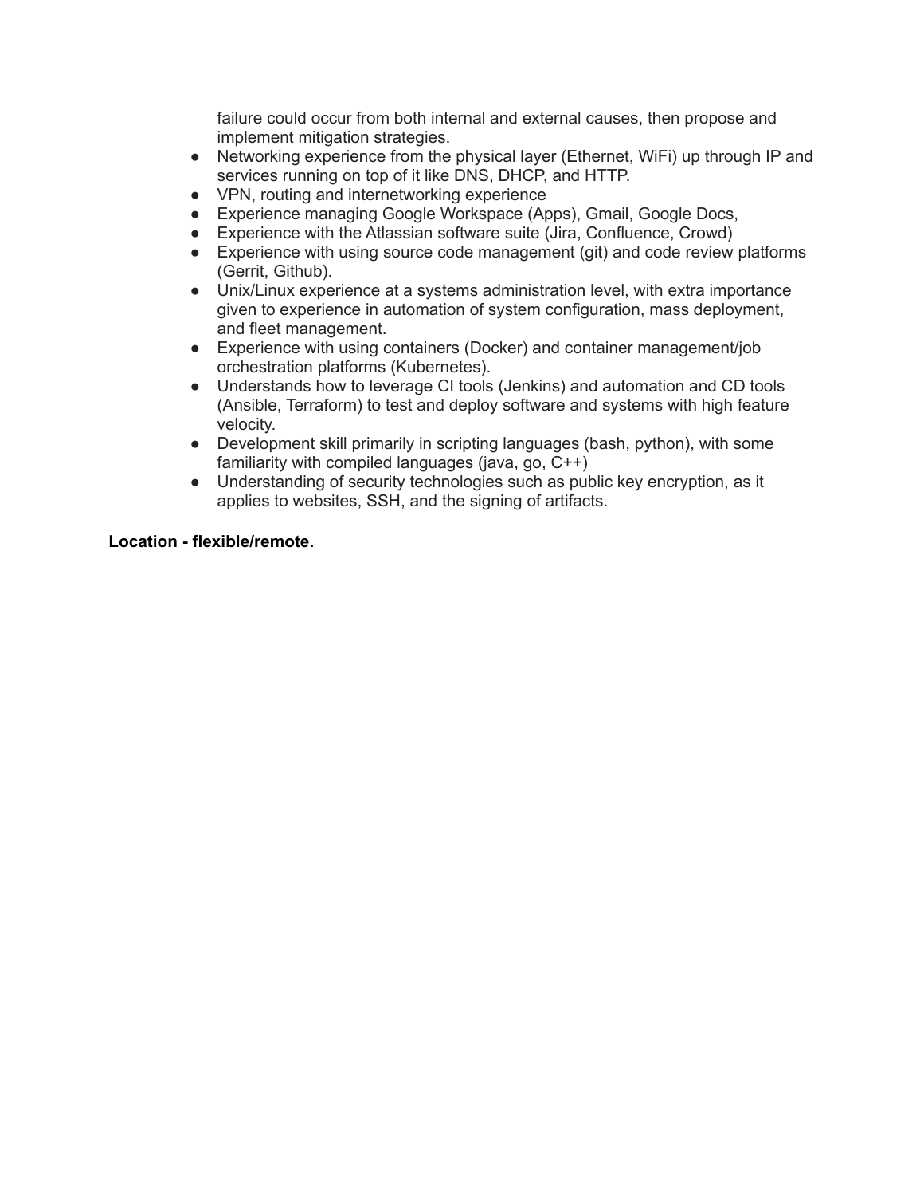failure could occur from both internal and external causes, then propose and implement mitigation strategies.

- Networking experience from the physical layer (Ethernet, WiFi) up through IP and services running on top of it like DNS, DHCP, and HTTP.
- VPN, routing and internetworking experience
- Experience managing Google Workspace (Apps), Gmail, Google Docs,
- Experience with the Atlassian software suite (Jira, Confluence, Crowd)
- Experience with using source code management (git) and code review platforms (Gerrit, Github).
- Unix/Linux experience at a systems administration level, with extra importance given to experience in automation of system configuration, mass deployment, and fleet management.
- Experience with using containers (Docker) and container management/job orchestration platforms (Kubernetes).
- Understands how to leverage CI tools (Jenkins) and automation and CD tools (Ansible, Terraform) to test and deploy software and systems with high feature velocity.
- Development skill primarily in scripting languages (bash, python), with some familiarity with compiled languages (java, go, C++)
- Understanding of security technologies such as public key encryption, as it applies to websites, SSH, and the signing of artifacts.

**Location - flexible/remote.**